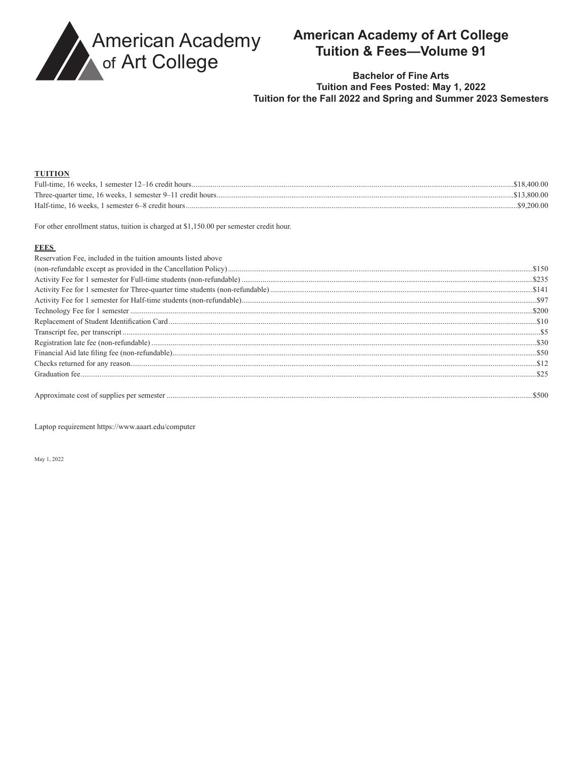American Academy of Art College

# American Academy of Art College Tuition & Fees—Volume 91

### Bachelor of Fine Arts
### Tuition and Fees Posted: May 1, 2022
### Tuition for the Fall 2022 and Spring and Summer 2023 Semesters

**TUITION**

| | |
|---|---|
| Full-time, 16 weeks, 1 semester 12–16 credit hours | $18,400.00 |
| Three-quarter time, 16 weeks, 1 semester 9–11 credit hours | $13,800.00 |
| Half-time, 16 weeks, 1 semester 6–8 credit hours | $9,200.00 |

For other enrollment status, tuition is charged at $1,150.00 per semester credit hour.

**FEES**

| | |
|---|---|
| Reservation Fee, included in the tuition amounts listed above (non-refundable except as provided in the Cancellation Policy) | $150 |
| Activity Fee for 1 semester for Full-time students (non-refundable) | $235 |
| Activity Fee for 1 semester for Three-quarter time students (non-refundable) | $141 |
| Activity Fee for 1 semester for Half-time students (non-refundable) | $97 |
| Technology Fee for 1 semester | $200 |
| Replacement of Student Identification Card | $10 |
| Transcript fee, per transcript | $5 |
| Registration late fee (non-refundable) | $30 |
| Financial Aid late filing fee (non-refundable) | $50 |
| Checks returned for any reason | $12 |
| Graduation fee | $25 |
| Approximate cost of supplies per semester | $500 |

Laptop requirement https://www.aaart.edu/computer

May 1, 2022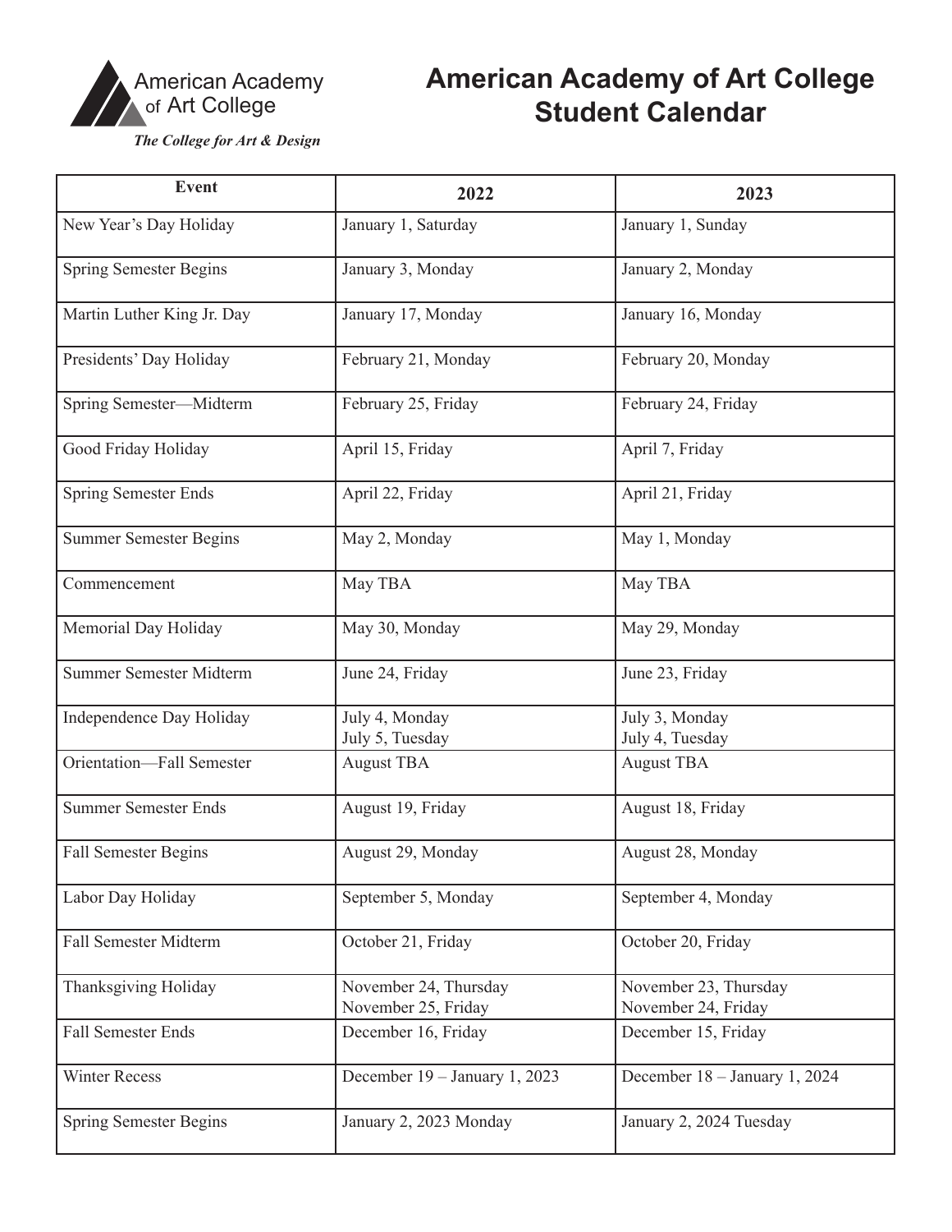American Academy of Art College

*The College for Art & Design*

# American Academy of Art College Student Calendar

| Event | 2022 | 2023 |
| --- | --- | --- |
| New Year's Day Holiday | January 1, Saturday | January 1, Sunday |
| Spring Semester Begins | January 3, Monday | January 2, Monday |
| Martin Luther King Jr. Day | January 17, Monday | January 16, Monday |
| Presidents' Day Holiday | February 21, Monday | February 20, Monday |
| Spring Semester—Midterm | February 25, Friday | February 24, Friday |
| Good Friday Holiday | April 15, Friday | April 7, Friday |
| Spring Semester Ends | April 22, Friday | April 21, Friday |
| Summer Semester Begins | May 2, Monday | May 1, Monday |
| Commencement | May TBA | May TBA |
| Memorial Day Holiday | May 30, Monday | May 29, Monday |
| Summer Semester Midterm | June 24, Friday | June 23, Friday |
| Independence Day Holiday | July 4, Monday<br>July 5, Tuesday | July 3, Monday<br>July 4, Tuesday |
| Orientation—Fall Semester | August TBA | August TBA |
| Summer Semester Ends | August 19, Friday | August 18, Friday |
| Fall Semester Begins | August 29, Monday | August 28, Monday |
| Labor Day Holiday | September 5, Monday | September 4, Monday |
| Fall Semester Midterm | October 21, Friday | October 20, Friday |
| Thanksgiving Holiday | November 24, Thursday<br>November 25, Friday | November 23, Thursday<br>November 24, Friday |
| Fall Semester Ends | December 16, Friday | December 15, Friday |
| Winter Recess | December 19 – January 1, 2023 | December 18 – January 1, 2024 |
| Spring Semester Begins | January 2, 2023 Monday | January 2, 2024 Tuesday |